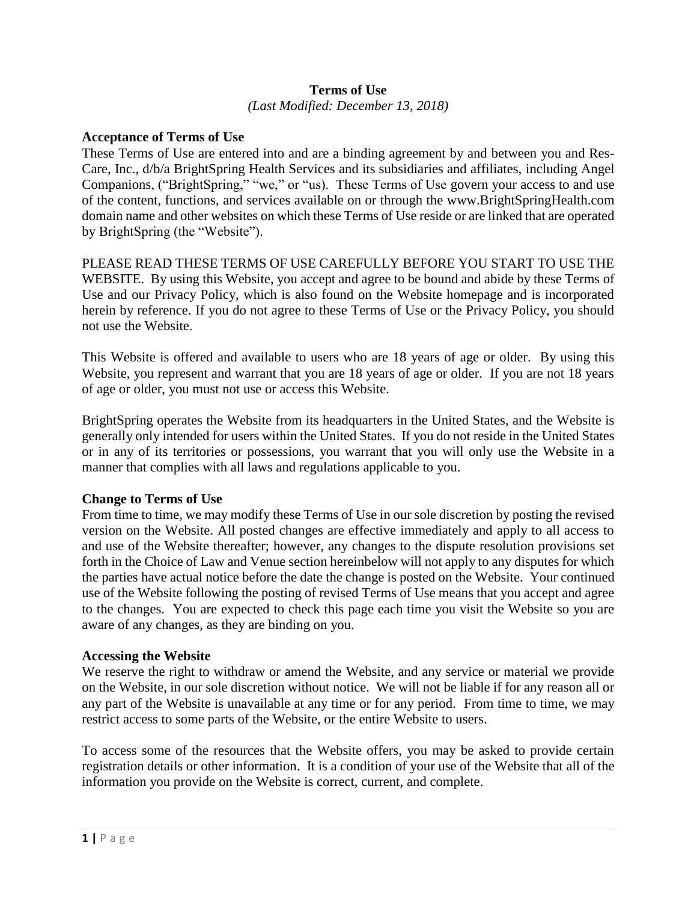# Terms of Use

*(Last Modified: December 13, 2018)*

## Acceptance of Terms of Use

These Terms of Use are entered into and are a binding agreement by and between you and Res-Care, Inc., d/b/a BrightSpring Health Services and its subsidiaries and affiliates, including Angel Companions, ("BrightSpring," "we," or "us"). These Terms of Use govern your access to and use of the content, functions, and services available on or through the www.BrightSpringHealth.com domain name and other websites on which these Terms of Use reside or are linked that are operated by BrightSpring (the "Website").

PLEASE READ THESE TERMS OF USE CAREFULLY BEFORE YOU START TO USE THE WEBSITE. By using this Website, you accept and agree to be bound and abide by these Terms of Use and our Privacy Policy, which is also found on the Website homepage and is incorporated herein by reference. If you do not agree to these Terms of Use or the Privacy Policy, you should not use the Website.

This Website is offered and available to users who are 18 years of age or older. By using this Website, you represent and warrant that you are 18 years of age or older. If you are not 18 years of age or older, you must not use or access this Website.

BrightSpring operates the Website from its headquarters in the United States, and the Website is generally only intended for users within the United States. If you do not reside in the United States or in any of its territories or possessions, you warrant that you will only use the Website in a manner that complies with all laws and regulations applicable to you.

## Change to Terms of Use

From time to time, we may modify these Terms of Use in our sole discretion by posting the revised version on the Website. All posted changes are effective immediately and apply to all access to and use of the Website thereafter; however, any changes to the dispute resolution provisions set forth in the Choice of Law and Venue section hereinbelow will not apply to any disputes for which the parties have actual notice before the date the change is posted on the Website. Your continued use of the Website following the posting of revised Terms of Use means that you accept and agree to the changes. You are expected to check this page each time you visit the Website so you are aware of any changes, as they are binding on you.

## Accessing the Website

We reserve the right to withdraw or amend the Website, and any service or material we provide on the Website, in our sole discretion without notice. We will not be liable if for any reason all or any part of the Website is unavailable at any time or for any period. From time to time, we may restrict access to some parts of the Website, or the entire Website to users.

To access some of the resources that the Website offers, you may be asked to provide certain registration details or other information. It is a condition of your use of the Website that all of the information you provide on the Website is correct, current, and complete.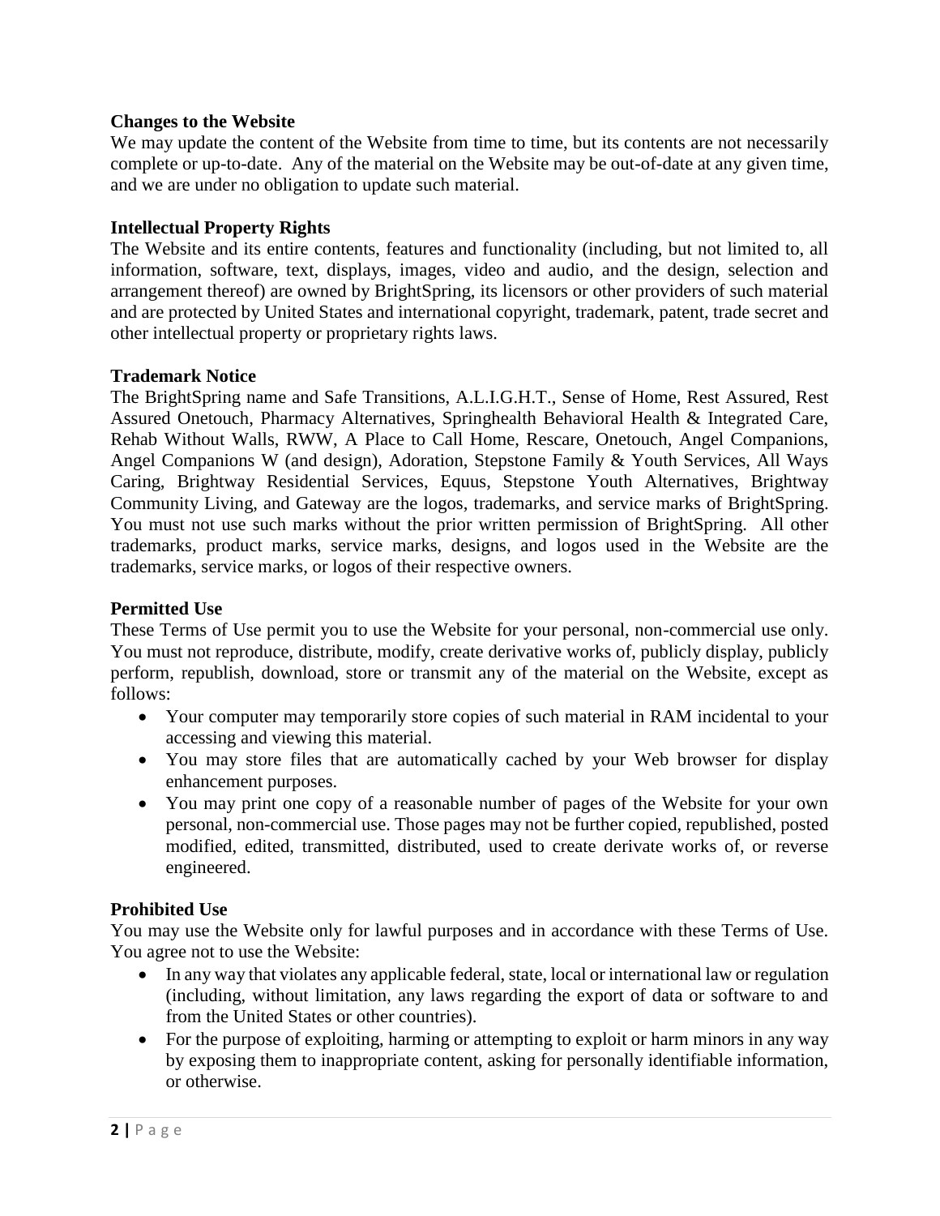**Changes to the Website**

We may update the content of the Website from time to time, but its contents are not necessarily complete or up-to-date. Any of the material on the Website may be out-of-date at any given time, and we are under no obligation to update such material.

**Intellectual Property Rights**

The Website and its entire contents, features and functionality (including, but not limited to, all information, software, text, displays, images, video and audio, and the design, selection and arrangement thereof) are owned by BrightSpring, its licensors or other providers of such material and are protected by United States and international copyright, trademark, patent, trade secret and other intellectual property or proprietary rights laws.

**Trademark Notice**

The BrightSpring name and Safe Transitions, A.L.I.G.H.T., Sense of Home, Rest Assured, Rest Assured Onetouch, Pharmacy Alternatives, Springhealth Behavioral Health & Integrated Care, Rehab Without Walls, RWW, A Place to Call Home, Rescare, Onetouch, Angel Companions, Angel Companions W (and design), Adoration, Stepstone Family & Youth Services, All Ways Caring, Brightway Residential Services, Equus, Stepstone Youth Alternatives, Brightway Community Living, and Gateway are the logos, trademarks, and service marks of BrightSpring. You must not use such marks without the prior written permission of BrightSpring. All other trademarks, product marks, service marks, designs, and logos used in the Website are the trademarks, service marks, or logos of their respective owners.

**Permitted Use**

These Terms of Use permit you to use the Website for your personal, non-commercial use only. You must not reproduce, distribute, modify, create derivative works of, publicly display, publicly perform, republish, download, store or transmit any of the material on the Website, except as follows:

- Your computer may temporarily store copies of such material in RAM incidental to your accessing and viewing this material.
- You may store files that are automatically cached by your Web browser for display enhancement purposes.
- You may print one copy of a reasonable number of pages of the Website for your own personal, non-commercial use. Those pages may not be further copied, republished, posted modified, edited, transmitted, distributed, used to create derivate works of, or reverse engineered.

**Prohibited Use**

You may use the Website only for lawful purposes and in accordance with these Terms of Use. You agree not to use the Website:

- In any way that violates any applicable federal, state, local or international law or regulation (including, without limitation, any laws regarding the export of data or software to and from the United States or other countries).
- For the purpose of exploiting, harming or attempting to exploit or harm minors in any way by exposing them to inappropriate content, asking for personally identifiable information, or otherwise.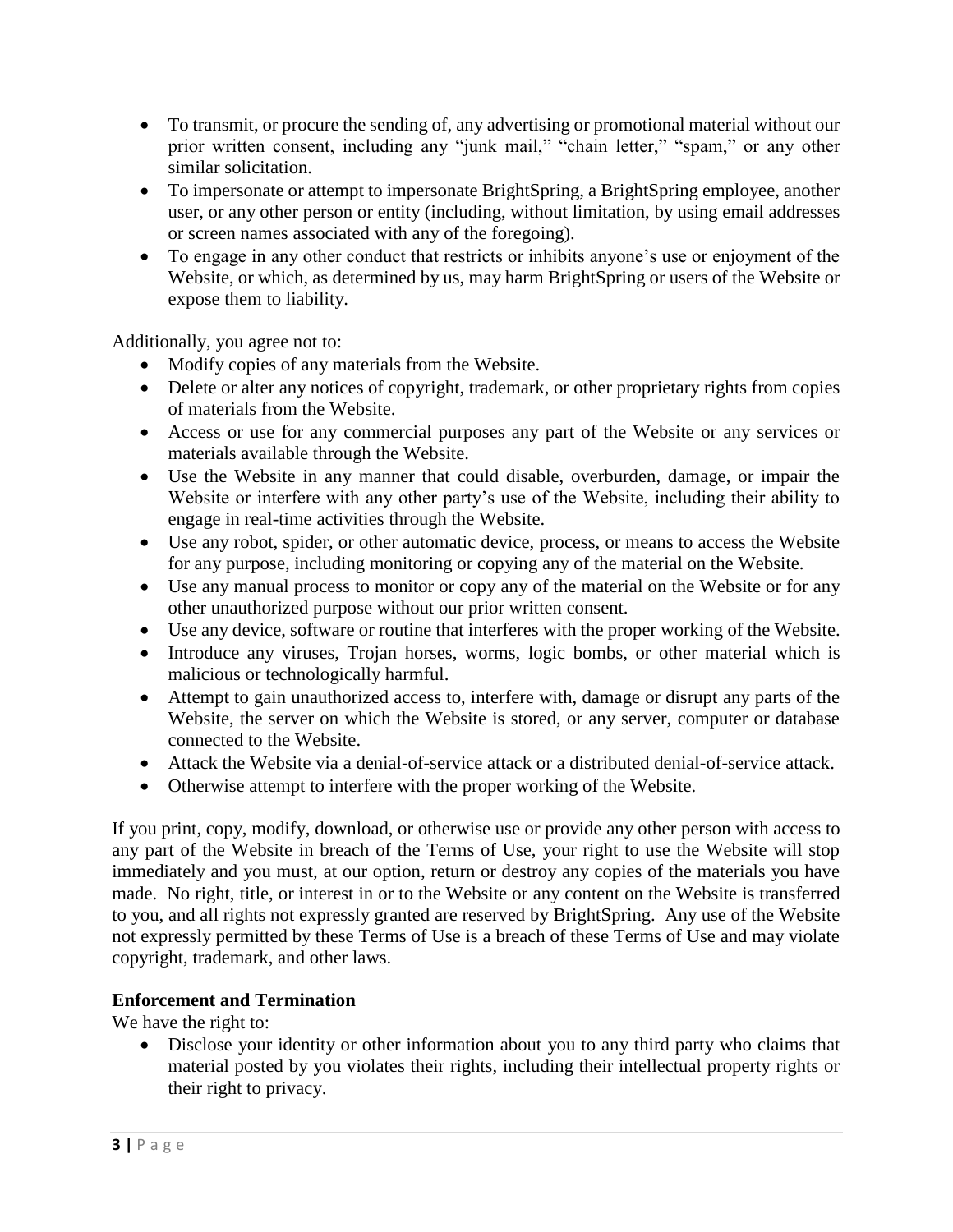- To transmit, or procure the sending of, any advertising or promotional material without our prior written consent, including any "junk mail," "chain letter," "spam," or any other similar solicitation.
- To impersonate or attempt to impersonate BrightSpring, a BrightSpring employee, another user, or any other person or entity (including, without limitation, by using email addresses or screen names associated with any of the foregoing).
- To engage in any other conduct that restricts or inhibits anyone's use or enjoyment of the Website, or which, as determined by us, may harm BrightSpring or users of the Website or expose them to liability.

Additionally, you agree not to:

- Modify copies of any materials from the Website.
- Delete or alter any notices of copyright, trademark, or other proprietary rights from copies of materials from the Website.
- Access or use for any commercial purposes any part of the Website or any services or materials available through the Website.
- Use the Website in any manner that could disable, overburden, damage, or impair the Website or interfere with any other party's use of the Website, including their ability to engage in real-time activities through the Website.
- Use any robot, spider, or other automatic device, process, or means to access the Website for any purpose, including monitoring or copying any of the material on the Website.
- Use any manual process to monitor or copy any of the material on the Website or for any other unauthorized purpose without our prior written consent.
- Use any device, software or routine that interferes with the proper working of the Website.
- Introduce any viruses, Trojan horses, worms, logic bombs, or other material which is malicious or technologically harmful.
- Attempt to gain unauthorized access to, interfere with, damage or disrupt any parts of the Website, the server on which the Website is stored, or any server, computer or database connected to the Website.
- Attack the Website via a denial-of-service attack or a distributed denial-of-service attack.
- Otherwise attempt to interfere with the proper working of the Website.

If you print, copy, modify, download, or otherwise use or provide any other person with access to any part of the Website in breach of the Terms of Use, your right to use the Website will stop immediately and you must, at our option, return or destroy any copies of the materials you have made. No right, title, or interest in or to the Website or any content on the Website is transferred to you, and all rights not expressly granted are reserved by BrightSpring. Any use of the Website not expressly permitted by these Terms of Use is a breach of these Terms of Use and may violate copyright, trademark, and other laws.

**Enforcement and Termination**

We have the right to:

- Disclose your identity or other information about you to any third party who claims that material posted by you violates their rights, including their intellectual property rights or their right to privacy.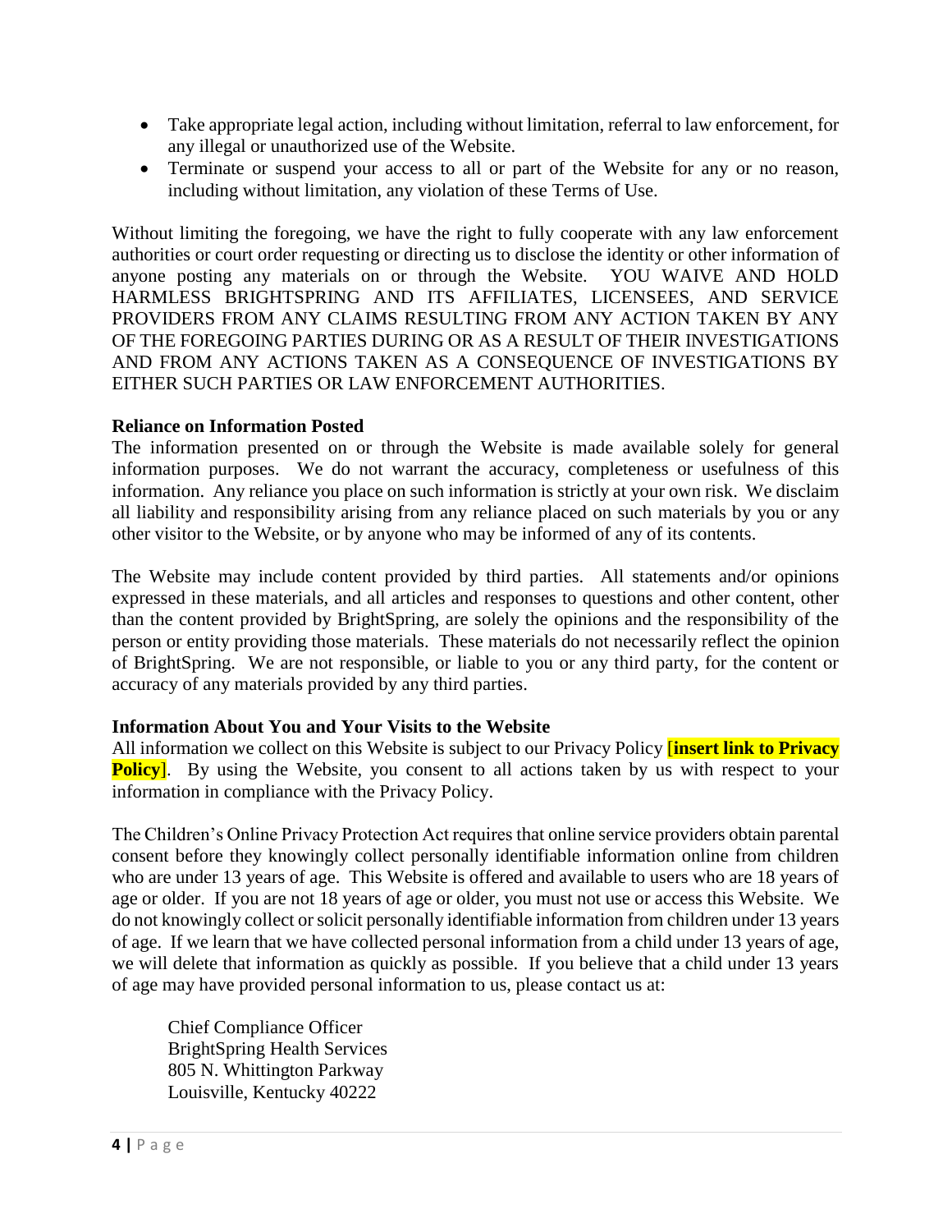- Take appropriate legal action, including without limitation, referral to law enforcement, for any illegal or unauthorized use of the Website.
- Terminate or suspend your access to all or part of the Website for any or no reason, including without limitation, any violation of these Terms of Use.

Without limiting the foregoing, we have the right to fully cooperate with any law enforcement authorities or court order requesting or directing us to disclose the identity or other information of anyone posting any materials on or through the Website. YOU WAIVE AND HOLD HARMLESS BRIGHTSPRING AND ITS AFFILIATES, LICENSEES, AND SERVICE PROVIDERS FROM ANY CLAIMS RESULTING FROM ANY ACTION TAKEN BY ANY OF THE FOREGOING PARTIES DURING OR AS A RESULT OF THEIR INVESTIGATIONS AND FROM ANY ACTIONS TAKEN AS A CONSEQUENCE OF INVESTIGATIONS BY EITHER SUCH PARTIES OR LAW ENFORCEMENT AUTHORITIES.

**Reliance on Information Posted**

The information presented on or through the Website is made available solely for general information purposes. We do not warrant the accuracy, completeness or usefulness of this information. Any reliance you place on such information is strictly at your own risk. We disclaim all liability and responsibility arising from any reliance placed on such materials by you or any other visitor to the Website, or by anyone who may be informed of any of its contents.

The Website may include content provided by third parties. All statements and/or opinions expressed in these materials, and all articles and responses to questions and other content, other than the content provided by BrightSpring, are solely the opinions and the responsibility of the person or entity providing those materials. These materials do not necessarily reflect the opinion of BrightSpring. We are not responsible, or liable to you or any third party, for the content or accuracy of any materials provided by any third parties.

**Information About You and Your Visits to the Website**

All information we collect on this Website is subject to our Privacy Policy [**insert link to Privacy Policy**]. By using the Website, you consent to all actions taken by us with respect to your information in compliance with the Privacy Policy.

The Children's Online Privacy Protection Act requires that online service providers obtain parental consent before they knowingly collect personally identifiable information online from children who are under 13 years of age. This Website is offered and available to users who are 18 years of age or older. If you are not 18 years of age or older, you must not use or access this Website. We do not knowingly collect or solicit personally identifiable information from children under 13 years of age. If we learn that we have collected personal information from a child under 13 years of age, we will delete that information as quickly as possible. If you believe that a child under 13 years of age may have provided personal information to us, please contact us at:

Chief Compliance Officer
BrightSpring Health Services
805 N. Whittington Parkway
Louisville, Kentucky 40222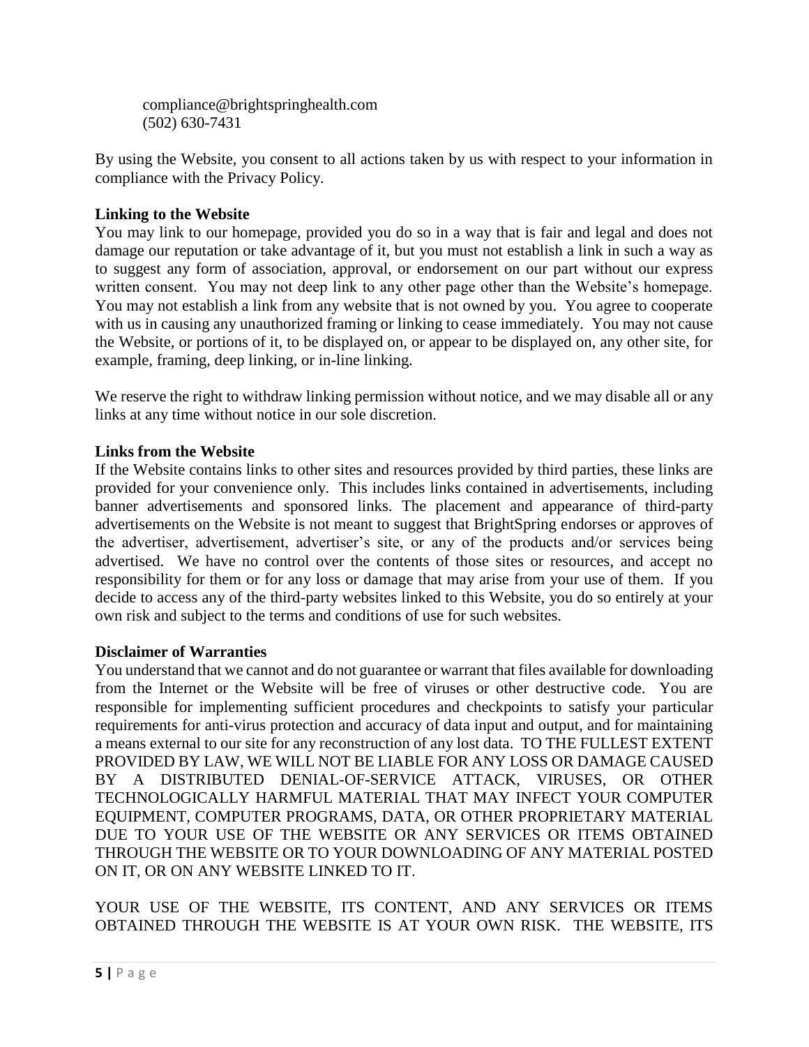compliance@brightspringhealth.com
(502) 630-7431

By using the Website, you consent to all actions taken by us with respect to your information in compliance with the Privacy Policy.

**Linking to the Website**

You may link to our homepage, provided you do so in a way that is fair and legal and does not damage our reputation or take advantage of it, but you must not establish a link in such a way as to suggest any form of association, approval, or endorsement on our part without our express written consent. You may not deep link to any other page other than the Website's homepage. You may not establish a link from any website that is not owned by you. You agree to cooperate with us in causing any unauthorized framing or linking to cease immediately. You may not cause the Website, or portions of it, to be displayed on, or appear to be displayed on, any other site, for example, framing, deep linking, or in-line linking.

We reserve the right to withdraw linking permission without notice, and we may disable all or any links at any time without notice in our sole discretion.

**Links from the Website**

If the Website contains links to other sites and resources provided by third parties, these links are provided for your convenience only. This includes links contained in advertisements, including banner advertisements and sponsored links. The placement and appearance of third-party advertisements on the Website is not meant to suggest that BrightSpring endorses or approves of the advertiser, advertisement, advertiser's site, or any of the products and/or services being advertised. We have no control over the contents of those sites or resources, and accept no responsibility for them or for any loss or damage that may arise from your use of them. If you decide to access any of the third-party websites linked to this Website, you do so entirely at your own risk and subject to the terms and conditions of use for such websites.

**Disclaimer of Warranties**

You understand that we cannot and do not guarantee or warrant that files available for downloading from the Internet or the Website will be free of viruses or other destructive code. You are responsible for implementing sufficient procedures and checkpoints to satisfy your particular requirements for anti-virus protection and accuracy of data input and output, and for maintaining a means external to our site for any reconstruction of any lost data. TO THE FULLEST EXTENT PROVIDED BY LAW, WE WILL NOT BE LIABLE FOR ANY LOSS OR DAMAGE CAUSED BY A DISTRIBUTED DENIAL-OF-SERVICE ATTACK, VIRUSES, OR OTHER TECHNOLOGICALLY HARMFUL MATERIAL THAT MAY INFECT YOUR COMPUTER EQUIPMENT, COMPUTER PROGRAMS, DATA, OR OTHER PROPRIETARY MATERIAL DUE TO YOUR USE OF THE WEBSITE OR ANY SERVICES OR ITEMS OBTAINED THROUGH THE WEBSITE OR TO YOUR DOWNLOADING OF ANY MATERIAL POSTED ON IT, OR ON ANY WEBSITE LINKED TO IT.

YOUR USE OF THE WEBSITE, ITS CONTENT, AND ANY SERVICES OR ITEMS OBTAINED THROUGH THE WEBSITE IS AT YOUR OWN RISK. THE WEBSITE, ITS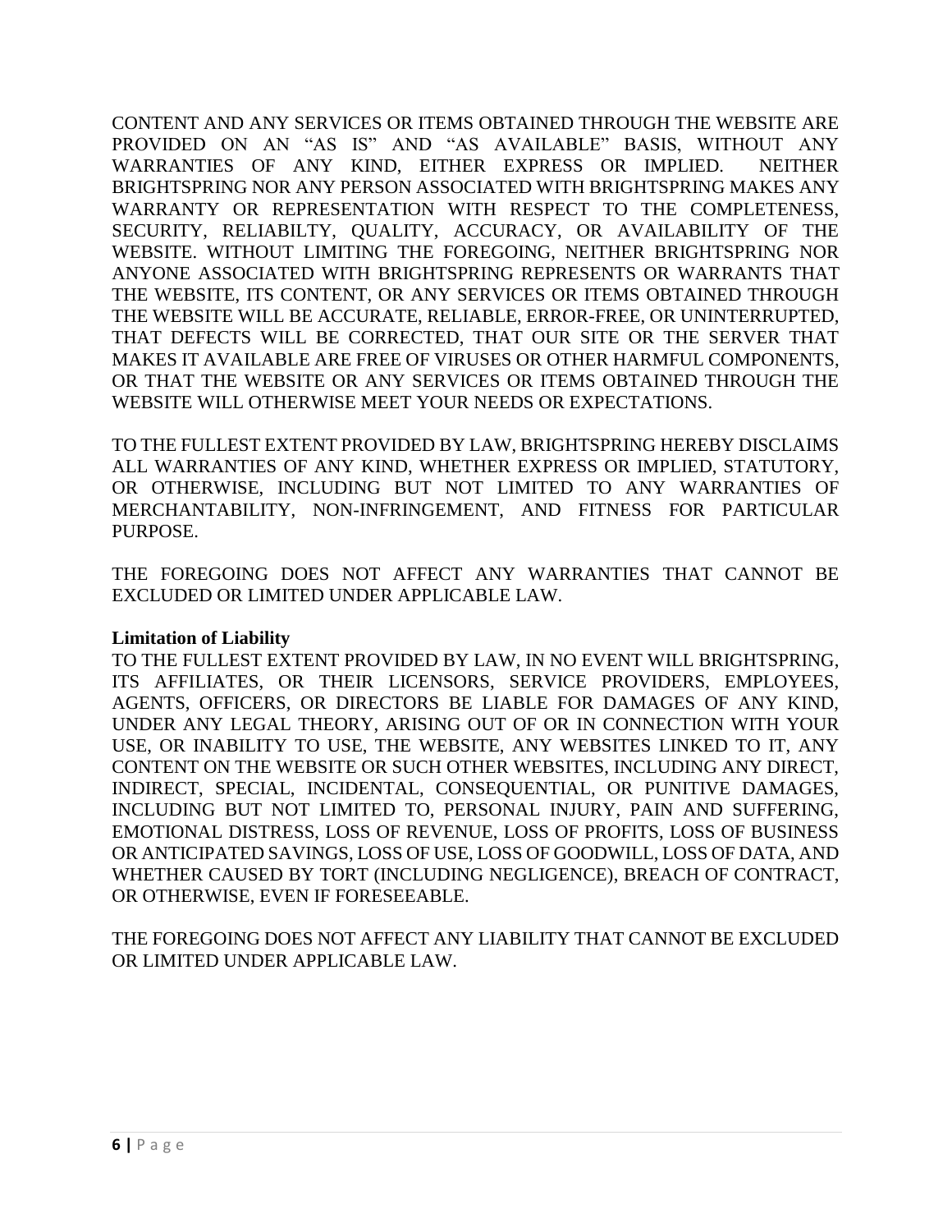CONTENT AND ANY SERVICES OR ITEMS OBTAINED THROUGH THE WEBSITE ARE PROVIDED ON AN "AS IS" AND "AS AVAILABLE" BASIS, WITHOUT ANY WARRANTIES OF ANY KIND, EITHER EXPRESS OR IMPLIED. NEITHER BRIGHTSPRING NOR ANY PERSON ASSOCIATED WITH BRIGHTSPRING MAKES ANY WARRANTY OR REPRESENTATION WITH RESPECT TO THE COMPLETENESS, SECURITY, RELIABILTY, QUALITY, ACCURACY, OR AVAILABILITY OF THE WEBSITE. WITHOUT LIMITING THE FOREGOING, NEITHER BRIGHTSPRING NOR ANYONE ASSOCIATED WITH BRIGHTSPRING REPRESENTS OR WARRANTS THAT THE WEBSITE, ITS CONTENT, OR ANY SERVICES OR ITEMS OBTAINED THROUGH THE WEBSITE WILL BE ACCURATE, RELIABLE, ERROR-FREE, OR UNINTERRUPTED, THAT DEFECTS WILL BE CORRECTED, THAT OUR SITE OR THE SERVER THAT MAKES IT AVAILABLE ARE FREE OF VIRUSES OR OTHER HARMFUL COMPONENTS, OR THAT THE WEBSITE OR ANY SERVICES OR ITEMS OBTAINED THROUGH THE WEBSITE WILL OTHERWISE MEET YOUR NEEDS OR EXPECTATIONS.

TO THE FULLEST EXTENT PROVIDED BY LAW, BRIGHTSPRING HEREBY DISCLAIMS ALL WARRANTIES OF ANY KIND, WHETHER EXPRESS OR IMPLIED, STATUTORY, OR OTHERWISE, INCLUDING BUT NOT LIMITED TO ANY WARRANTIES OF MERCHANTABILITY, NON-INFRINGEMENT, AND FITNESS FOR PARTICULAR PURPOSE.

THE FOREGOING DOES NOT AFFECT ANY WARRANTIES THAT CANNOT BE EXCLUDED OR LIMITED UNDER APPLICABLE LAW.

**Limitation of Liability**

TO THE FULLEST EXTENT PROVIDED BY LAW, IN NO EVENT WILL BRIGHTSPRING, ITS AFFILIATES, OR THEIR LICENSORS, SERVICE PROVIDERS, EMPLOYEES, AGENTS, OFFICERS, OR DIRECTORS BE LIABLE FOR DAMAGES OF ANY KIND, UNDER ANY LEGAL THEORY, ARISING OUT OF OR IN CONNECTION WITH YOUR USE, OR INABILITY TO USE, THE WEBSITE, ANY WEBSITES LINKED TO IT, ANY CONTENT ON THE WEBSITE OR SUCH OTHER WEBSITES, INCLUDING ANY DIRECT, INDIRECT, SPECIAL, INCIDENTAL, CONSEQUENTIAL, OR PUNITIVE DAMAGES, INCLUDING BUT NOT LIMITED TO, PERSONAL INJURY, PAIN AND SUFFERING, EMOTIONAL DISTRESS, LOSS OF REVENUE, LOSS OF PROFITS, LOSS OF BUSINESS OR ANTICIPATED SAVINGS, LOSS OF USE, LOSS OF GOODWILL, LOSS OF DATA, AND WHETHER CAUSED BY TORT (INCLUDING NEGLIGENCE), BREACH OF CONTRACT, OR OTHERWISE, EVEN IF FORESEEABLE.

THE FOREGOING DOES NOT AFFECT ANY LIABILITY THAT CANNOT BE EXCLUDED OR LIMITED UNDER APPLICABLE LAW.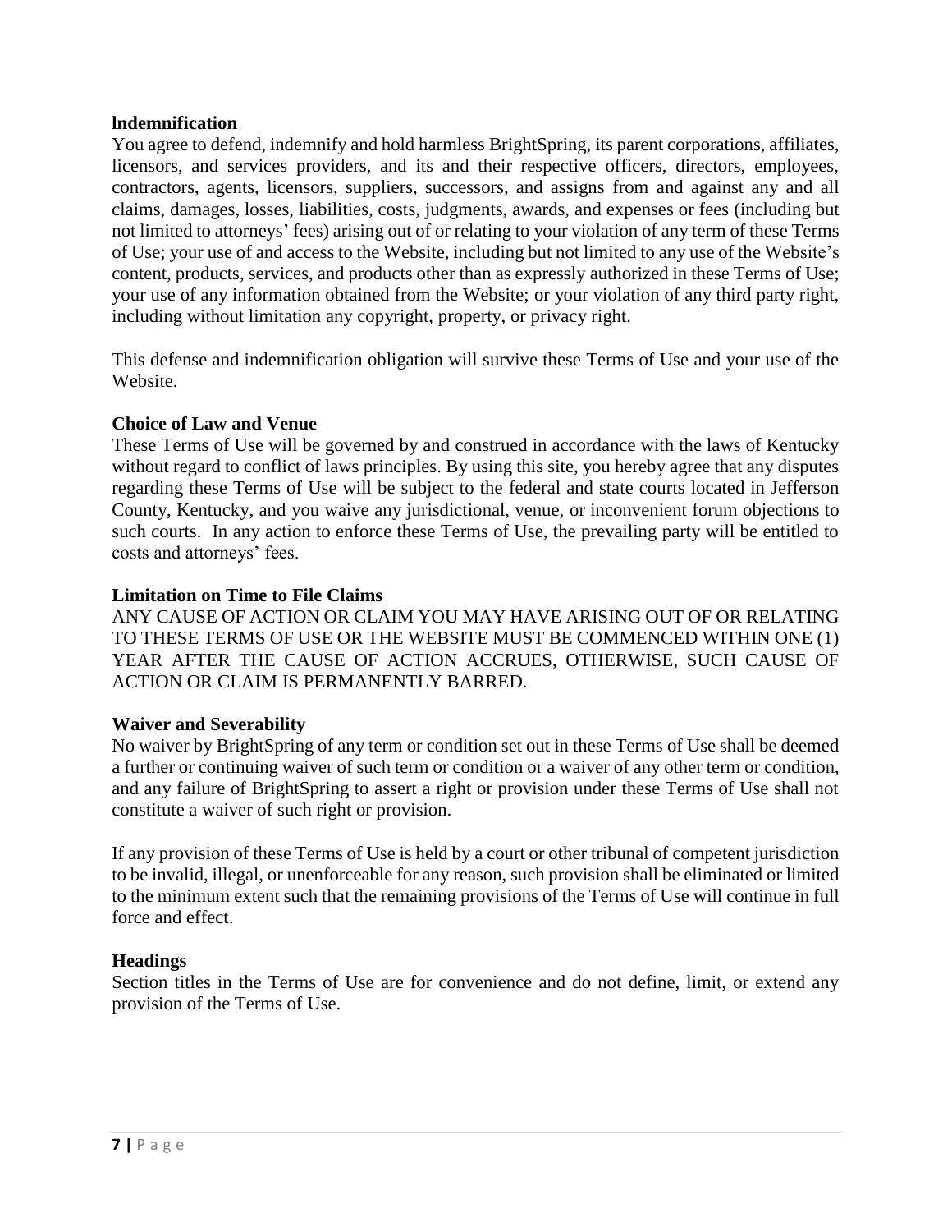**Indemnification**

You agree to defend, indemnify and hold harmless BrightSpring, its parent corporations, affiliates, licensors, and services providers, and its and their respective officers, directors, employees, contractors, agents, licensors, suppliers, successors, and assigns from and against any and all claims, damages, losses, liabilities, costs, judgments, awards, and expenses or fees (including but not limited to attorneys' fees) arising out of or relating to your violation of any term of these Terms of Use; your use of and access to the Website, including but not limited to any use of the Website's content, products, services, and products other than as expressly authorized in these Terms of Use; your use of any information obtained from the Website; or your violation of any third party right, including without limitation any copyright, property, or privacy right.

This defense and indemnification obligation will survive these Terms of Use and your use of the Website.

**Choice of Law and Venue**

These Terms of Use will be governed by and construed in accordance with the laws of Kentucky without regard to conflict of laws principles. By using this site, you hereby agree that any disputes regarding these Terms of Use will be subject to the federal and state courts located in Jefferson County, Kentucky, and you waive any jurisdictional, venue, or inconvenient forum objections to such courts. In any action to enforce these Terms of Use, the prevailing party will be entitled to costs and attorneys' fees.

**Limitation on Time to File Claims**

ANY CAUSE OF ACTION OR CLAIM YOU MAY HAVE ARISING OUT OF OR RELATING TO THESE TERMS OF USE OR THE WEBSITE MUST BE COMMENCED WITHIN ONE (1) YEAR AFTER THE CAUSE OF ACTION ACCRUES, OTHERWISE, SUCH CAUSE OF ACTION OR CLAIM IS PERMANENTLY BARRED.

**Waiver and Severability**

No waiver by BrightSpring of any term or condition set out in these Terms of Use shall be deemed a further or continuing waiver of such term or condition or a waiver of any other term or condition, and any failure of BrightSpring to assert a right or provision under these Terms of Use shall not constitute a waiver of such right or provision.

If any provision of these Terms of Use is held by a court or other tribunal of competent jurisdiction to be invalid, illegal, or unenforceable for any reason, such provision shall be eliminated or limited to the minimum extent such that the remaining provisions of the Terms of Use will continue in full force and effect.

**Headings**

Section titles in the Terms of Use are for convenience and do not define, limit, or extend any provision of the Terms of Use.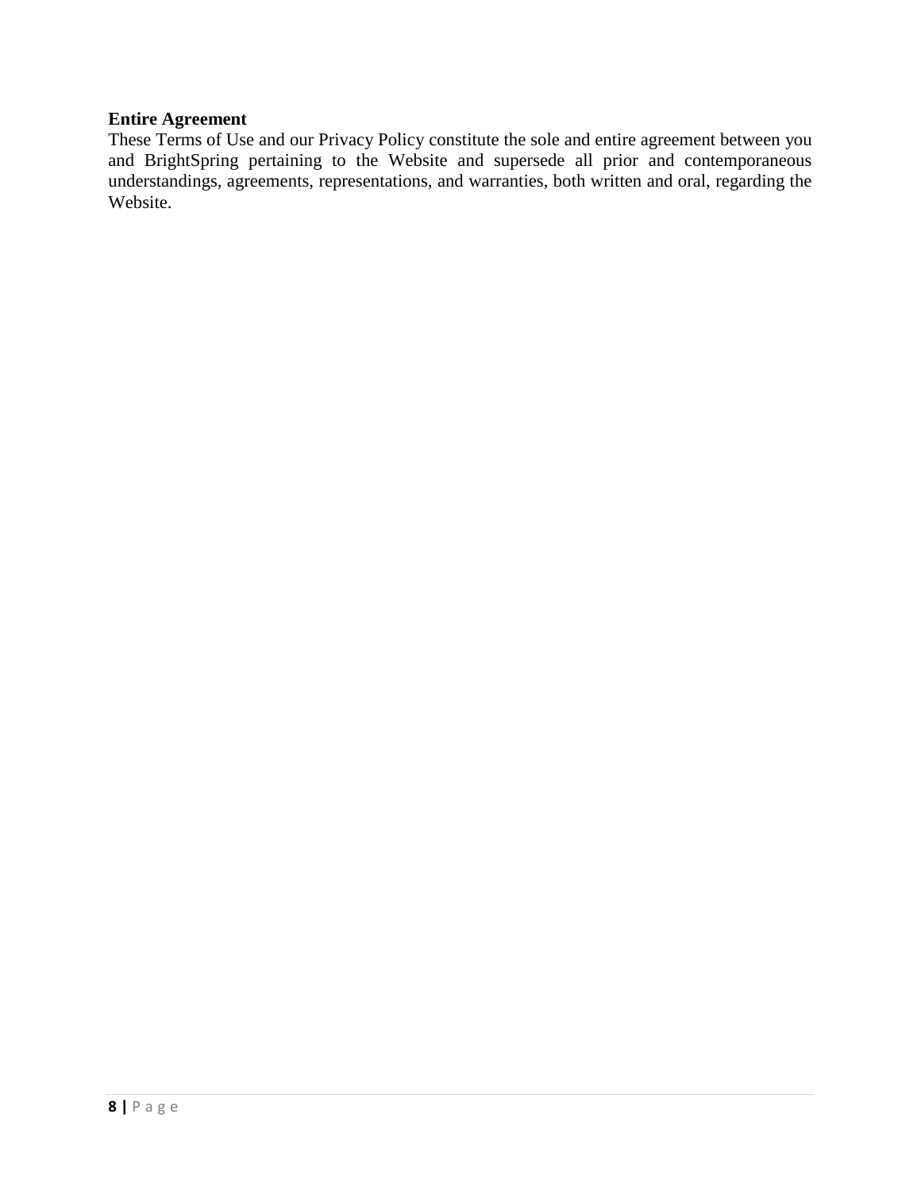**Entire Agreement**

These Terms of Use and our Privacy Policy constitute the sole and entire agreement between you and BrightSpring pertaining to the Website and supersede all prior and contemporaneous understandings, agreements, representations, and warranties, both written and oral, regarding the Website.